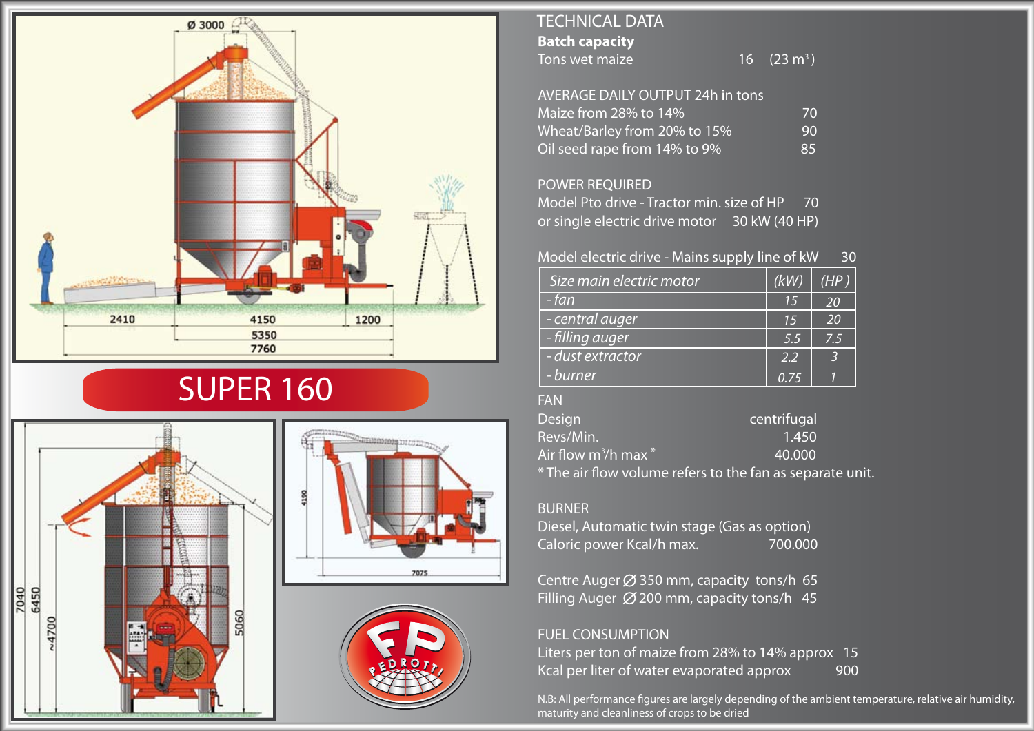# SUPER 160

## TECHNICAL DATA

**Batch capacity**

Tons wet maize 16 (23 m³)

AVERAGE DAILY OUTPUT 24h in tons

| | |
|---|---|
| Maize from 28% to 14% | 70 |
| Wheat/Barley from 20% to 15% | 90 |
| Oil seed rape from 14% to 9% | 85 |

POWER REQUIRED

Model Pto drive - Tractor min. size of HP 70

or single electric drive motor 30 kW (40 HP)

Model electric drive - Mains supply line of kW 30

| *Size main electric motor* | *(kW)* | *(HP)* |
|---|---|---|
| *- fan* | *15* | *20* |
| *- central auger* | *15* | *20* |
| *- filling auger* | *5.5* | *7.5* |
| *- dust extractor* | *2.2* | *3* |
| *- burner* | *0.75* | *1* |

FAN

| | |
|---|---|
| Design | centrifugal |
| Revs/Min. | 1.450 |
| Air flow m³/h max * | 40.000 |

* The air flow volume refers to the fan as separate unit.

BURNER

Diesel, Automatic twin stage (Gas as option)

Caloric power Kcal/h max. 700.000

Centre Auger Ø 350 mm, capacity tons/h 65

Filling Auger Ø 200 mm, capacity tons/h 45

FUEL CONSUMPTION

Liters per ton of maize from 28% to 14% approx 15

Kcal per liter of water evaporated approx 900

N.B: All performance figures are largely depending of the ambient temperature, relative air humidity, maturity and cleanliness of crops to be dried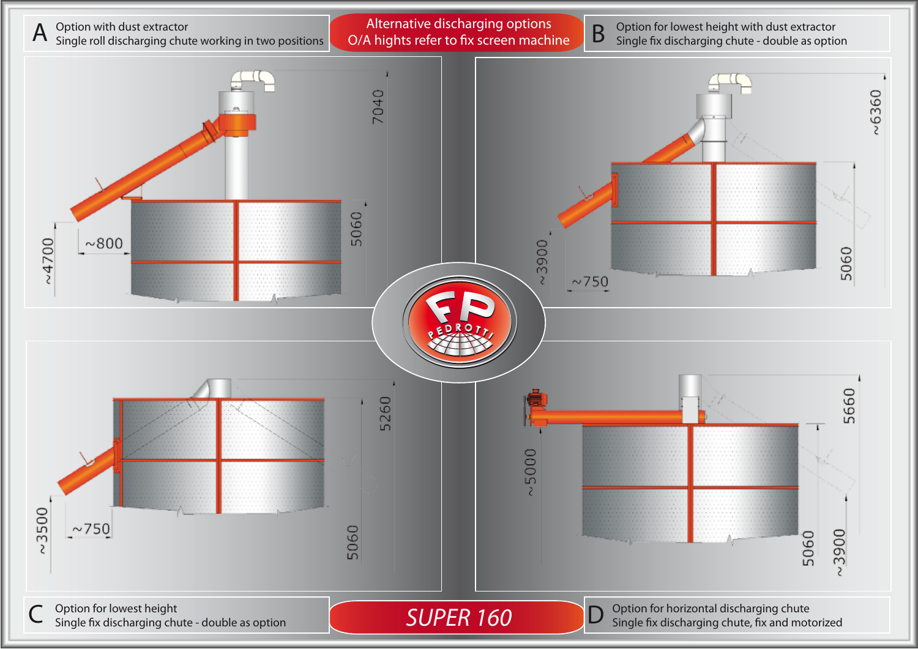## Alternative discharging options

O/A hights refer to fix screen machine

**A** Option with dust extractor
Single roll discharging chute working in two positions

7040
5060
~4700
~800

**B** Option for lowest height with dust extractor
Single fix discharging chute - double as option

~6360
5060
~3900
~750

**C** Option for lowest height
Single fix discharging chute - double as option

5260
5060
~3500
~750

**D** Option for horizontal discharging chute
Single fix discharging chute, fix and motorized

5660
~5000
5060
~3900

FP PEDROTTI

# SUPER 160